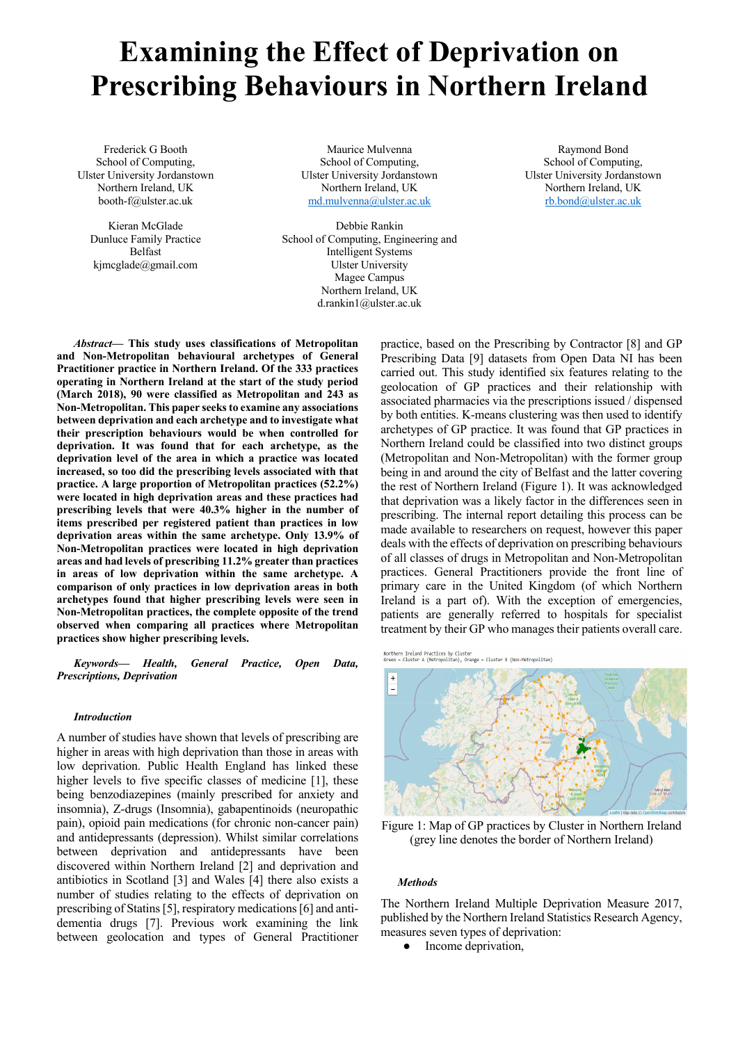# Examining the Effect of Deprivation on Prescribing Behaviours in Northern Ireland

Frederick G Booth
School of Computing,
Ulster University Jordanstown
Northern Ireland, UK
booth-f@ulster.ac.uk

Maurice Mulvenna
School of Computing,
Ulster University Jordanstown
Northern Ireland, UK
md.mulvenna@ulster.ac.uk

Raymond Bond
School of Computing,
Ulster University Jordanstown
Northern Ireland, UK
rb.bond@ulster.ac.uk

Kieran McGlade
Dunluce Family Practice
Belfast
kjmcglade@gmail.com

Debbie Rankin
School of Computing, Engineering and Intelligent Systems
Ulster University
Magee Campus
Northern Ireland, UK
d.rankin1@ulster.ac.uk

***Abstract*— This study uses classifications of Metropolitan and Non-Metropolitan behavioural archetypes of General Practitioner practice in Northern Ireland. Of the 333 practices operating in Northern Ireland at the start of the study period (March 2018), 90 were classified as Metropolitan and 243 as Non-Metropolitan. This paper seeks to examine any associations between deprivation and each archetype and to investigate what their prescription behaviours would be when controlled for deprivation. It was found that for each archetype, as the deprivation level of the area in which a practice was located increased, so too did the prescribing levels associated with that practice. A large proportion of Metropolitan practices (52.2%) were located in high deprivation areas and these practices had prescribing levels that were 40.3% higher in the number of items prescribed per registered patient than practices in low deprivation areas within the same archetype. Only 13.9% of Non-Metropolitan practices were located in high deprivation areas and had levels of prescribing 11.2% greater than practices in areas of low deprivation within the same archetype. A comparison of only practices in low deprivation areas in both archetypes found that higher prescribing levels were seen in Non-Metropolitan practices, the complete opposite of the trend observed when comparing all practices where Metropolitan practices show higher prescribing levels.**

***Keywords*— *Health, General Practice, Open Data, Prescriptions, Deprivation***

### *Introduction*

A number of studies have shown that levels of prescribing are higher in areas with high deprivation than those in areas with low deprivation. Public Health England has linked these higher levels to five specific classes of medicine [1], these being benzodiazepines (mainly prescribed for anxiety and insomnia), Z-drugs (Insomnia), gabapentinoids (neuropathic pain), opioid pain medications (for chronic non-cancer pain) and antidepressants (depression). Whilst similar correlations between deprivation and antidepressants have been discovered within Northern Ireland [2] and deprivation and antibiotics in Scotland [3] and Wales [4] there also exists a number of studies relating to the effects of deprivation on prescribing of Statins [5], respiratory medications [6] and anti-dementia drugs [7]. Previous work examining the link between geolocation and types of General Practitioner practice, based on the Prescribing by Contractor [8] and GP Prescribing Data [9] datasets from Open Data NI has been carried out. This study identified six features relating to the geolocation of GP practices and their relationship with associated pharmacies via the prescriptions issued / dispensed by both entities. K-means clustering was then used to identify archetypes of GP practice. It was found that GP practices in Northern Ireland could be classified into two distinct groups (Metropolitan and Non-Metropolitan) with the former group being in and around the city of Belfast and the latter covering the rest of Northern Ireland (Figure 1). It was acknowledged that deprivation was a likely factor in the differences seen in prescribing. The internal report detailing this process can be made available to researchers on request, however this paper deals with the effects of deprivation on prescribing behaviours of all classes of drugs in Metropolitan and Non-Metropolitan practices. General Practitioners provide the front line of primary care in the United Kingdom (of which Northern Ireland is a part of). With the exception of emergencies, patients are generally referred to hospitals for specialist treatment by their GP who manages their patients overall care.

Figure 1: Map of GP practices by Cluster in Northern Ireland (grey line denotes the border of Northern Ireland)

### *Methods*

The Northern Ireland Multiple Deprivation Measure 2017, published by the Northern Ireland Statistics Research Agency, measures seven types of deprivation:

- Income deprivation,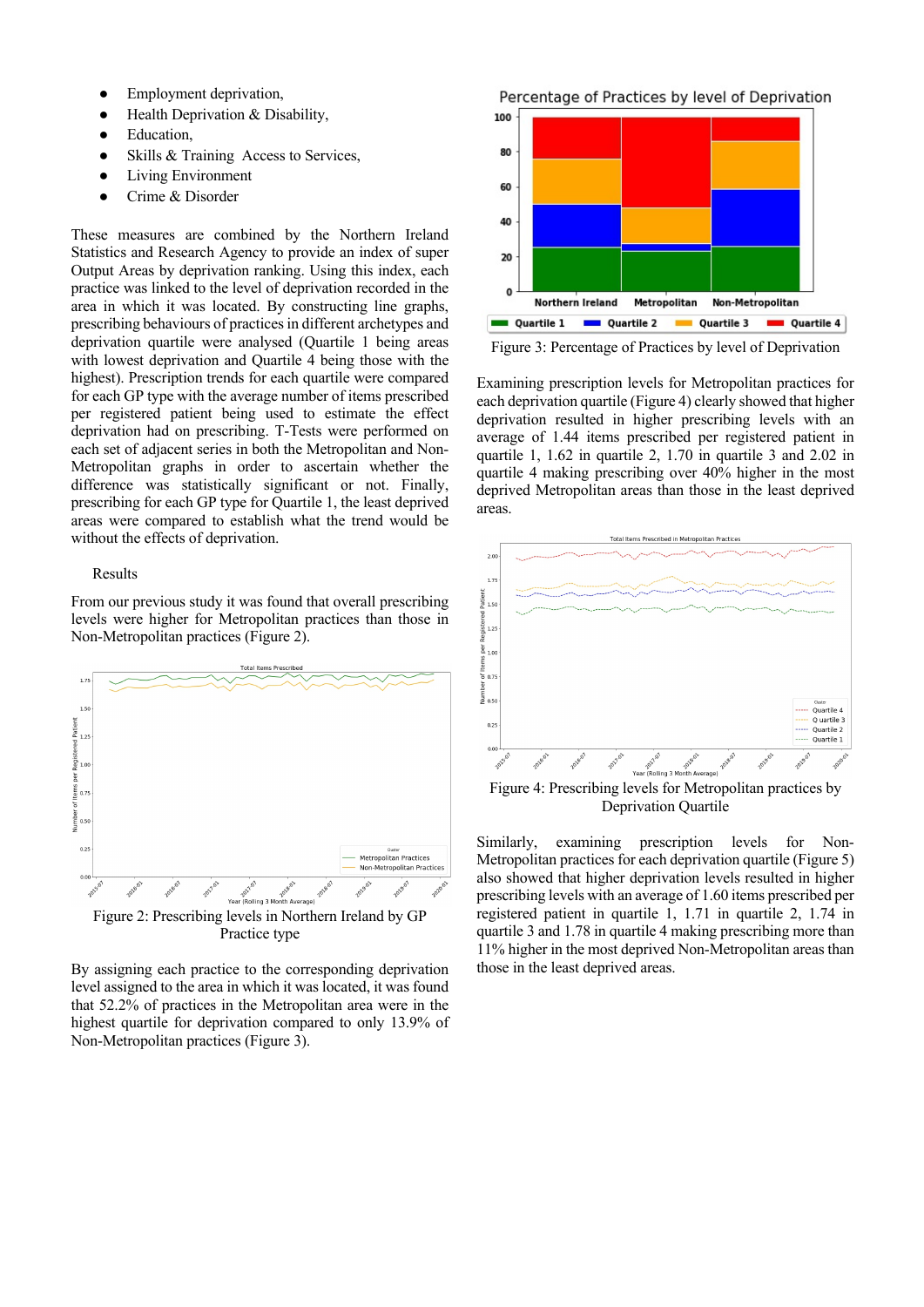- Employment deprivation,
- Health Deprivation & Disability,
- Education,
- Skills & Training Access to Services,
- Living Environment
- Crime & Disorder

These measures are combined by the Northern Ireland Statistics and Research Agency to provide an index of super Output Areas by deprivation ranking. Using this index, each practice was linked to the level of deprivation recorded in the area in which it was located. By constructing line graphs, prescribing behaviours of practices in different archetypes and deprivation quartile were analysed (Quartile 1 being areas with lowest deprivation and Quartile 4 being those with the highest). Prescription trends for each quartile were compared for each GP type with the average number of items prescribed per registered patient being used to estimate the effect deprivation had on prescribing. T-Tests were performed on each set of adjacent series in both the Metropolitan and Non-Metropolitan graphs in order to ascertain whether the difference was statistically significant or not. Finally, prescribing for each GP type for Quartile 1, the least deprived areas were compared to establish what the trend would be without the effects of deprivation.

## Results

From our previous study it was found that overall prescribing levels were higher for Metropolitan practices than those in Non-Metropolitan practices (Figure 2).

Figure 2: Prescribing levels in Northern Ireland by GP Practice type

By assigning each practice to the corresponding deprivation level assigned to the area in which it was located, it was found that 52.2% of practices in the Metropolitan area were in the highest quartile for deprivation compared to only 13.9% of Non-Metropolitan practices (Figure 3).

Figure 3: Percentage of Practices by level of Deprivation

Examining prescription levels for Metropolitan practices for each deprivation quartile (Figure 4) clearly showed that higher deprivation resulted in higher prescribing levels with an average of 1.44 items prescribed per registered patient in quartile 1, 1.62 in quartile 2, 1.70 in quartile 3 and 2.02 in quartile 4 making prescribing over 40% higher in the most deprived Metropolitan areas than those in the least deprived areas.

Figure 4: Prescribing levels for Metropolitan practices by Deprivation Quartile

Similarly, examining prescription levels for Non-Metropolitan practices for each deprivation quartile (Figure 5) also showed that higher deprivation levels resulted in higher prescribing levels with an average of 1.60 items prescribed per registered patient in quartile 1, 1.71 in quartile 2, 1.74 in quartile 3 and 1.78 in quartile 4 making prescribing more than 11% higher in the most deprived Non-Metropolitan areas than those in the least deprived areas.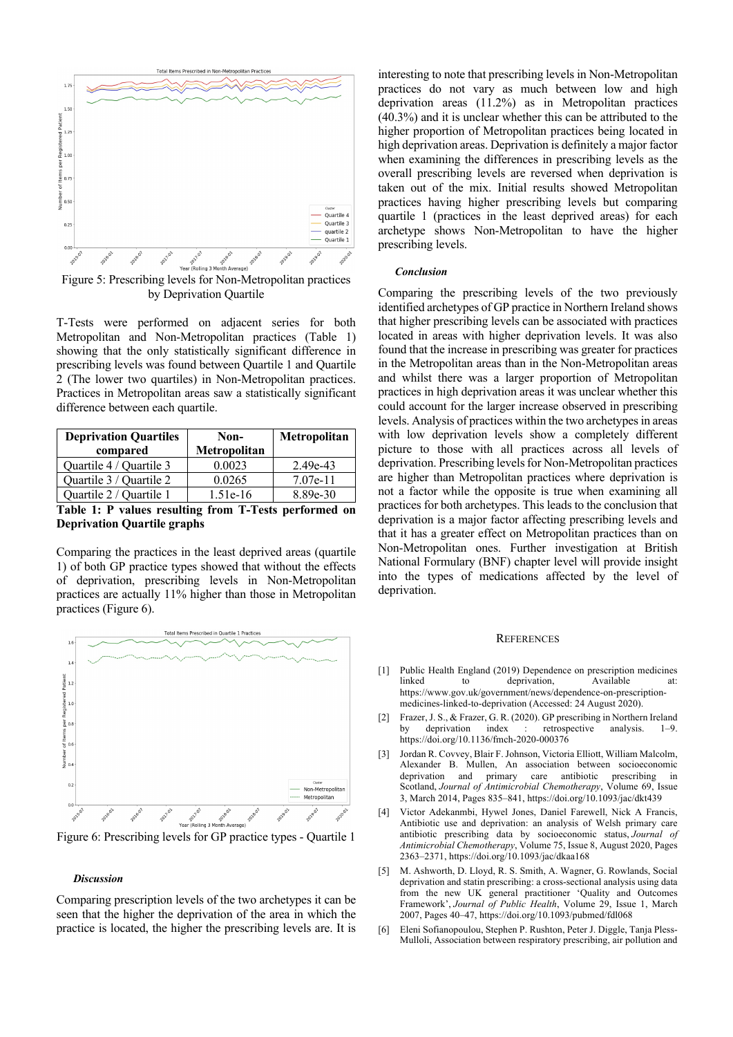Figure 5: Prescribing levels for Non-Metropolitan practices by Deprivation Quartile

T-Tests were performed on adjacent series for both Metropolitan and Non-Metropolitan practices (Table 1) showing that the only statistically significant difference in prescribing levels was found between Quartile 1 and Quartile 2 (The lower two quartiles) in Non-Metropolitan practices. Practices in Metropolitan areas saw a statistically significant difference between each quartile.

| Deprivation Quartiles compared | Non-Metropolitan | Metropolitan |
|---|---|---|
| Quartile 4 / Quartile 3 | 0.0023 | 2.49e-43 |
| Quartile 3 / Quartile 2 | 0.0265 | 7.07e-11 |
| Quartile 2 / Quartile 1 | 1.51e-16 | 8.89e-30 |

**Table 1: P values resulting from T-Tests performed on Deprivation Quartile graphs**

Comparing the practices in the least deprived areas (quartile 1) of both GP practice types showed that without the effects of deprivation, prescribing levels in Non-Metropolitan practices are actually 11% higher than those in Metropolitan practices (Figure 6).

Figure 6: Prescribing levels for GP practice types - Quartile 1

### *Discussion*

Comparing prescription levels of the two archetypes it can be seen that the higher the deprivation of the area in which the practice is located, the higher the prescribing levels are. It is interesting to note that prescribing levels in Non-Metropolitan practices do not vary as much between low and high deprivation areas (11.2%) as in Metropolitan practices (40.3%) and it is unclear whether this can be attributed to the higher proportion of Metropolitan practices being located in high deprivation areas. Deprivation is definitely a major factor when examining the differences in prescribing levels as the overall prescribing levels are reversed when deprivation is taken out of the mix. Initial results showed Metropolitan practices having higher prescribing levels but comparing quartile 1 (practices in the least deprived areas) for each archetype shows Non-Metropolitan to have the higher prescribing levels.

### *Conclusion*

Comparing the prescribing levels of the two previously identified archetypes of GP practice in Northern Ireland shows that higher prescribing levels can be associated with practices located in areas with higher deprivation levels. It was also found that the increase in prescribing was greater for practices in the Metropolitan areas than in the Non-Metropolitan areas and whilst there was a larger proportion of Metropolitan practices in high deprivation areas it was unclear whether this could account for the larger increase observed in prescribing levels. Analysis of practices within the two archetypes in areas with low deprivation levels show a completely different picture to those with all practices across all levels of deprivation. Prescribing levels for Non-Metropolitan practices are higher than Metropolitan practices where deprivation is not a factor while the opposite is true when examining all practices for both archetypes. This leads to the conclusion that deprivation is a major factor affecting prescribing levels and that it has a greater effect on Metropolitan practices than on Non-Metropolitan ones. Further investigation at British National Formulary (BNF) chapter level will provide insight into the types of medications affected by the level of deprivation.

## REFERENCES

[1] Public Health England (2019) Dependence on prescription medicines linked to deprivation, Available at: https://www.gov.uk/government/news/dependence-on-prescription-medicines-linked-to-deprivation (Accessed: 24 August 2020).

[2] Frazer, J. S., & Frazer, G. R. (2020). GP prescribing in Northern Ireland by deprivation index : retrospective analysis. 1–9. https://doi.org/10.1136/fmch-2020-000376

[3] Jordan R. Covvey, Blair F. Johnson, Victoria Elliott, William Malcolm, Alexander B. Mullen, An association between socioeconomic deprivation and primary care antibiotic prescribing in Scotland, *Journal of Antimicrobial Chemotherapy*, Volume 69, Issue 3, March 2014, Pages 835–841, https://doi.org/10.1093/jac/dkt439

[4] Victor Adekanmbi, Hywel Jones, Daniel Farewell, Nick A Francis, Antibiotic use and deprivation: an analysis of Welsh primary care antibiotic prescribing data by socioeconomic status, *Journal of Antimicrobial Chemotherapy*, Volume 75, Issue 8, August 2020, Pages 2363–2371, https://doi.org/10.1093/jac/dkaa168

[5] M. Ashworth, D. Lloyd, R. S. Smith, A. Wagner, G. Rowlands, Social deprivation and statin prescribing: a cross-sectional analysis using data from the new UK general practitioner 'Quality and Outcomes Framework', *Journal of Public Health*, Volume 29, Issue 1, March 2007, Pages 40–47, https://doi.org/10.1093/pubmed/fdl068

[6] Eleni Sofianopoulou, Stephen P. Rushton, Peter J. Diggle, Tanja Pless-Mulloli, Association between respiratory prescribing, air pollution and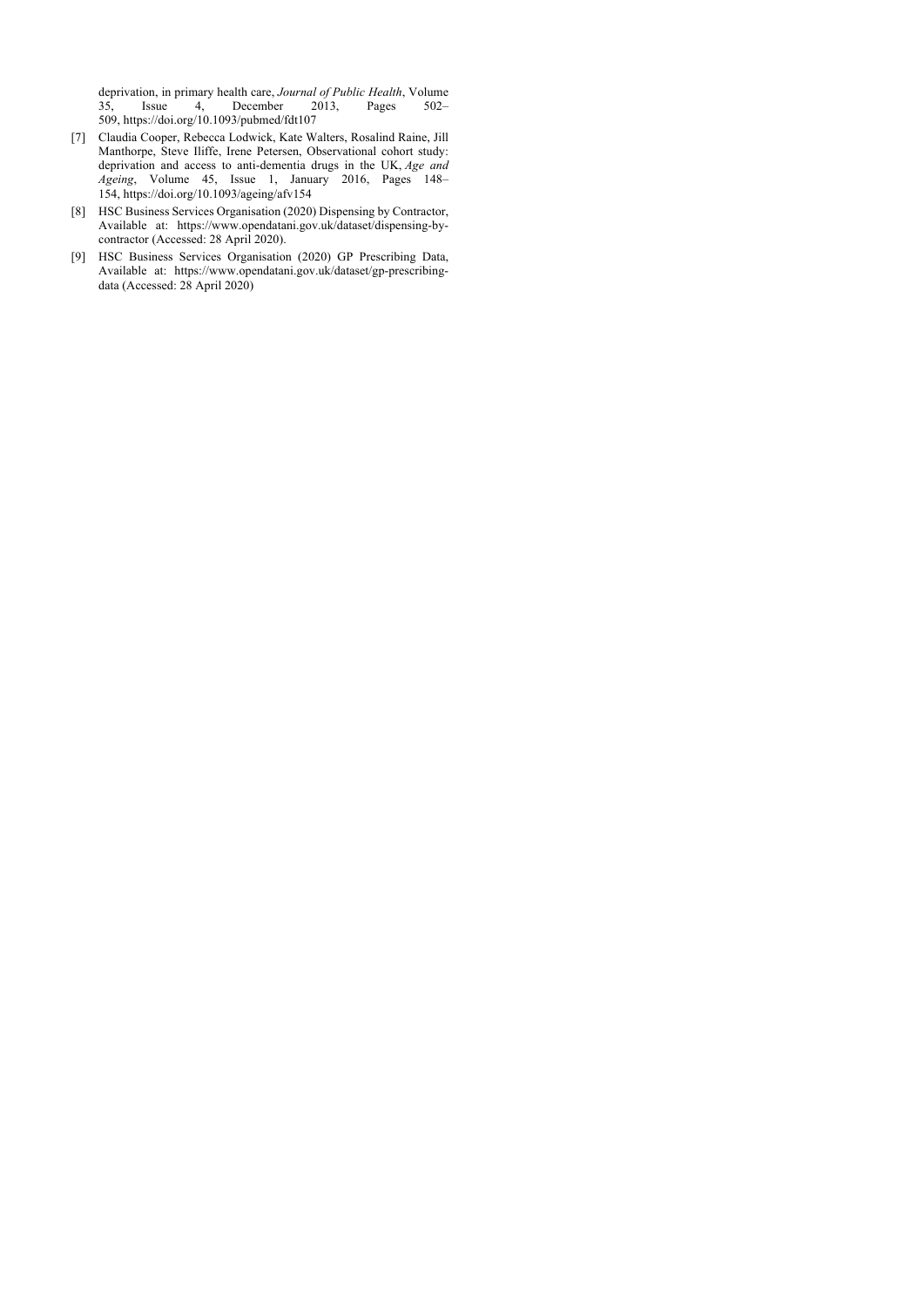deprivation, in primary health care, *Journal of Public Health*, Volume 35, Issue 4, December 2013, Pages 502–509, https://doi.org/10.1093/pubmed/fdt107

[7] Claudia Cooper, Rebecca Lodwick, Kate Walters, Rosalind Raine, Jill Manthorpe, Steve Iliffe, Irene Petersen, Observational cohort study: deprivation and access to anti-dementia drugs in the UK, *Age and Ageing*, Volume 45, Issue 1, January 2016, Pages 148–154, https://doi.org/10.1093/ageing/afv154

[8] HSC Business Services Organisation (2020) Dispensing by Contractor, Available at: https://www.opendatani.gov.uk/dataset/dispensing-by-contractor (Accessed: 28 April 2020).

[9] HSC Business Services Organisation (2020) GP Prescribing Data, Available at: https://www.opendatani.gov.uk/dataset/gp-prescribing-data (Accessed: 28 April 2020)